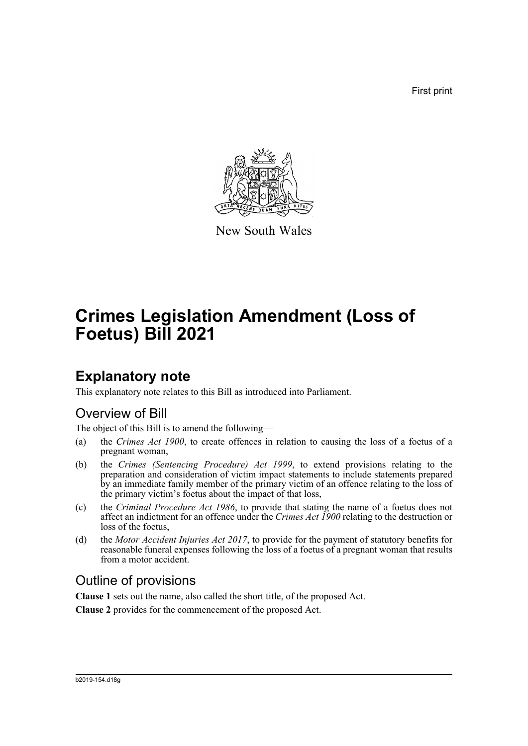First print

New South Wales

# Crimes Legislation Amendment (Loss of Foetus) Bill 2021

## Explanatory note

This explanatory note relates to this Bill as introduced into Parliament.

### Overview of Bill

The object of this Bill is to amend the following—

(a) the *Crimes Act 1900*, to create offences in relation to causing the loss of a foetus of a pregnant woman,

(b) the *Crimes (Sentencing Procedure) Act 1999*, to extend provisions relating to the preparation and consideration of victim impact statements to include statements prepared by an immediate family member of the primary victim of an offence relating to the loss of the primary victim's foetus about the impact of that loss,

(c) the *Criminal Procedure Act 1986*, to provide that stating the name of a foetus does not affect an indictment for an offence under the *Crimes Act 1900* relating to the destruction or loss of the foetus,

(d) the *Motor Accident Injuries Act 2017*, to provide for the payment of statutory benefits for reasonable funeral expenses following the loss of a foetus of a pregnant woman that results from a motor accident.

### Outline of provisions

**Clause 1** sets out the name, also called the short title, of the proposed Act.

**Clause 2** provides for the commencement of the proposed Act.

b2019-154.d18g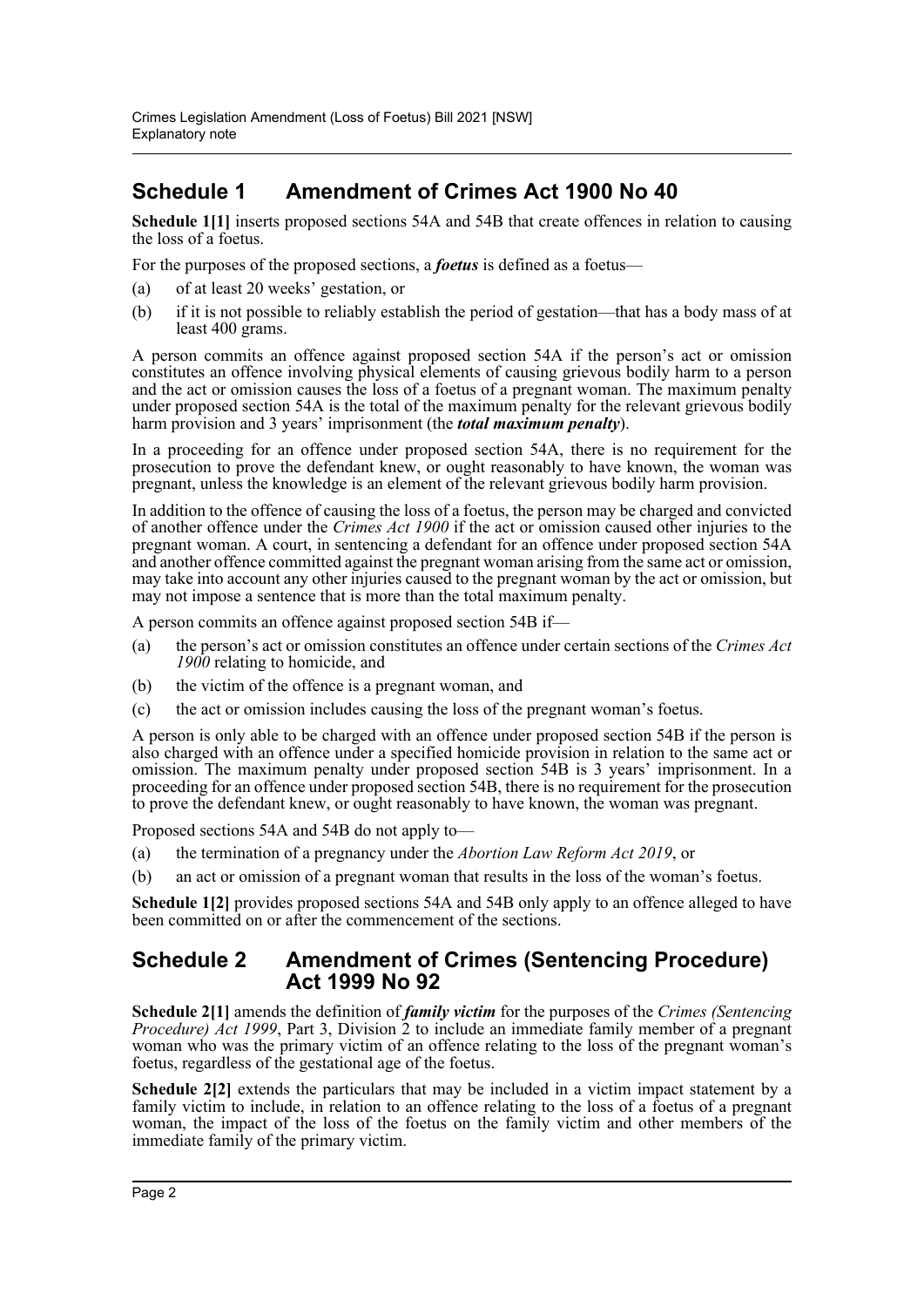## Schedule 1 Amendment of Crimes Act 1900 No 40

**Schedule 1[1]** inserts proposed sections 54A and 54B that create offences in relation to causing the loss of a foetus.

For the purposes of the proposed sections, a ***foetus*** is defined as a foetus—

(a) of at least 20 weeks' gestation, or

(b) if it is not possible to reliably establish the period of gestation—that has a body mass of at least 400 grams.

A person commits an offence against proposed section 54A if the person's act or omission constitutes an offence involving physical elements of causing grievous bodily harm to a person and the act or omission causes the loss of a foetus of a pregnant woman. The maximum penalty under proposed section 54A is the total of the maximum penalty for the relevant grievous bodily harm provision and 3 years' imprisonment (the ***total maximum penalty***).

In a proceeding for an offence under proposed section 54A, there is no requirement for the prosecution to prove the defendant knew, or ought reasonably to have known, the woman was pregnant, unless the knowledge is an element of the relevant grievous bodily harm provision.

In addition to the offence of causing the loss of a foetus, the person may be charged and convicted of another offence under the *Crimes Act 1900* if the act or omission caused other injuries to the pregnant woman. A court, in sentencing a defendant for an offence under proposed section 54A and another offence committed against the pregnant woman arising from the same act or omission, may take into account any other injuries caused to the pregnant woman by the act or omission, but may not impose a sentence that is more than the total maximum penalty.

A person commits an offence against proposed section 54B if—

(a) the person's act or omission constitutes an offence under certain sections of the *Crimes Act 1900* relating to homicide, and

(b) the victim of the offence is a pregnant woman, and

(c) the act or omission includes causing the loss of the pregnant woman's foetus.

A person is only able to be charged with an offence under proposed section 54B if the person is also charged with an offence under a specified homicide provision in relation to the same act or omission. The maximum penalty under proposed section 54B is 3 years' imprisonment. In a proceeding for an offence under proposed section 54B, there is no requirement for the prosecution to prove the defendant knew, or ought reasonably to have known, the woman was pregnant.

Proposed sections 54A and 54B do not apply to—

(a) the termination of a pregnancy under the *Abortion Law Reform Act 2019*, or

(b) an act or omission of a pregnant woman that results in the loss of the woman's foetus.

**Schedule 1[2]** provides proposed sections 54A and 54B only apply to an offence alleged to have been committed on or after the commencement of the sections.

## Schedule 2 Amendment of Crimes (Sentencing Procedure) Act 1999 No 92

**Schedule 2[1]** amends the definition of ***family victim*** for the purposes of the *Crimes (Sentencing Procedure) Act 1999*, Part 3, Division 2 to include an immediate family member of a pregnant woman who was the primary victim of an offence relating to the loss of the pregnant woman's foetus, regardless of the gestational age of the foetus.

**Schedule 2[2]** extends the particulars that may be included in a victim impact statement by a family victim to include, in relation to an offence relating to the loss of a foetus of a pregnant woman, the impact of the loss of the foetus on the family victim and other members of the immediate family of the primary victim.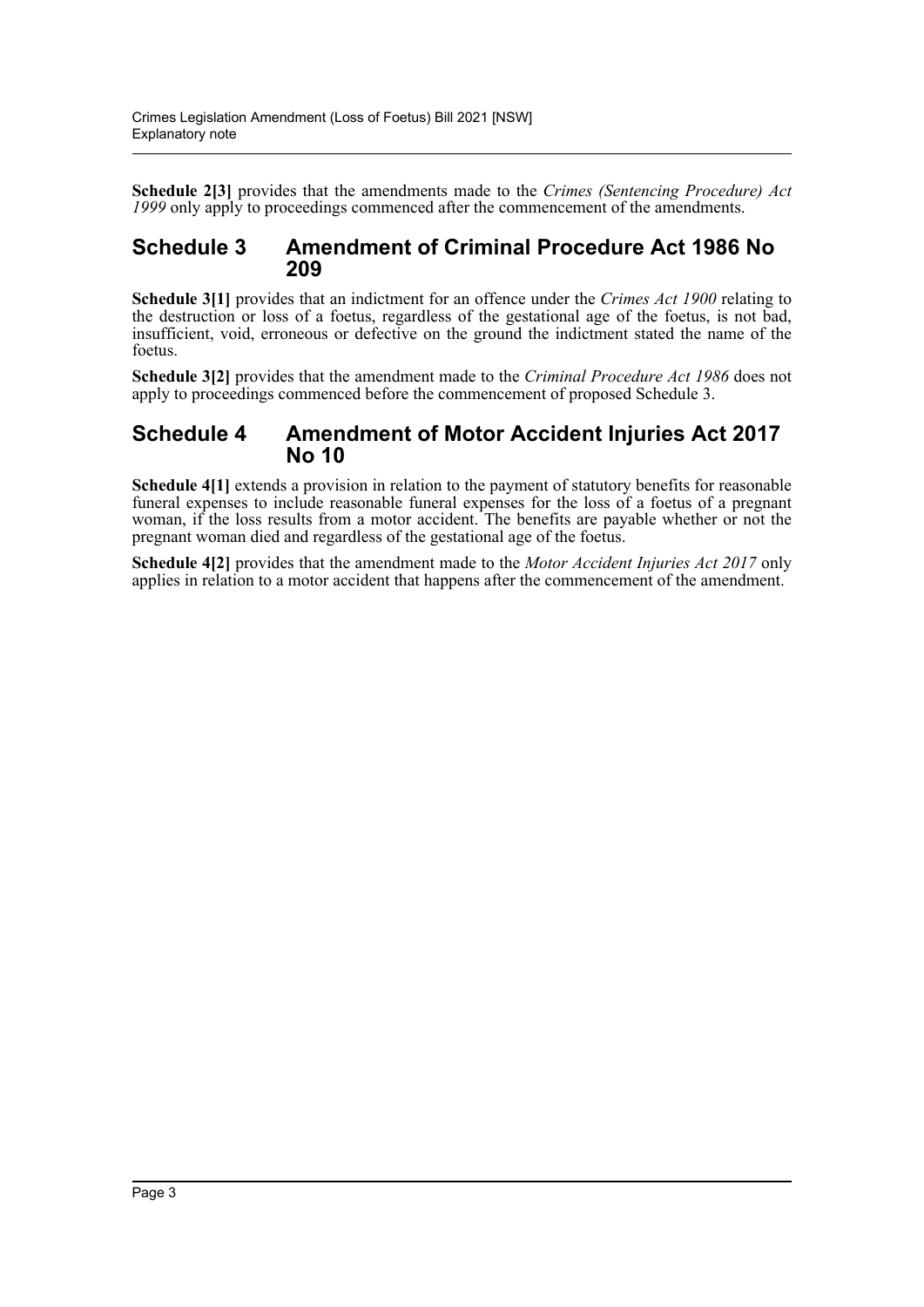**Schedule 2[3]** provides that the amendments made to the *Crimes (Sentencing Procedure) Act 1999* only apply to proceedings commenced after the commencement of the amendments.

## Schedule 3 Amendment of Criminal Procedure Act 1986 No 209

**Schedule 3[1]** provides that an indictment for an offence under the *Crimes Act 1900* relating to the destruction or loss of a foetus, regardless of the gestational age of the foetus, is not bad, insufficient, void, erroneous or defective on the ground the indictment stated the name of the foetus.

**Schedule 3[2]** provides that the amendment made to the *Criminal Procedure Act 1986* does not apply to proceedings commenced before the commencement of proposed Schedule 3.

## Schedule 4 Amendment of Motor Accident Injuries Act 2017 No 10

**Schedule 4[1]** extends a provision in relation to the payment of statutory benefits for reasonable funeral expenses to include reasonable funeral expenses for the loss of a foetus of a pregnant woman, if the loss results from a motor accident. The benefits are payable whether or not the pregnant woman died and regardless of the gestational age of the foetus.

**Schedule 4[2]** provides that the amendment made to the *Motor Accident Injuries Act 2017* only applies in relation to a motor accident that happens after the commencement of the amendment.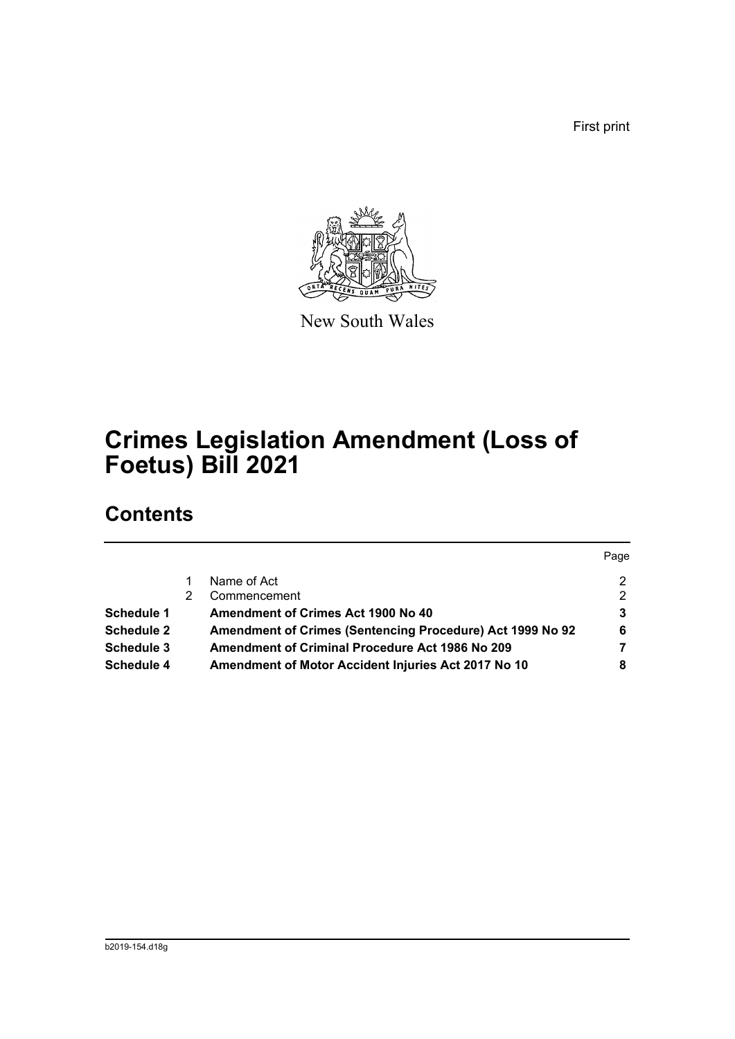First print

New South Wales

# Crimes Legislation Amendment (Loss of Foetus) Bill 2021

## Contents

| | | | Page |
|---|---|---|---|
| | 1 | Name of Act | 2 |
| | 2 | Commencement | 2 |
| **Schedule 1** | | **Amendment of Crimes Act 1900 No 40** | **3** |
| **Schedule 2** | | **Amendment of Crimes (Sentencing Procedure) Act 1999 No 92** | **6** |
| **Schedule 3** | | **Amendment of Criminal Procedure Act 1986 No 209** | **7** |
| **Schedule 4** | | **Amendment of Motor Accident Injuries Act 2017 No 10** | **8** |

b2019-154.d18g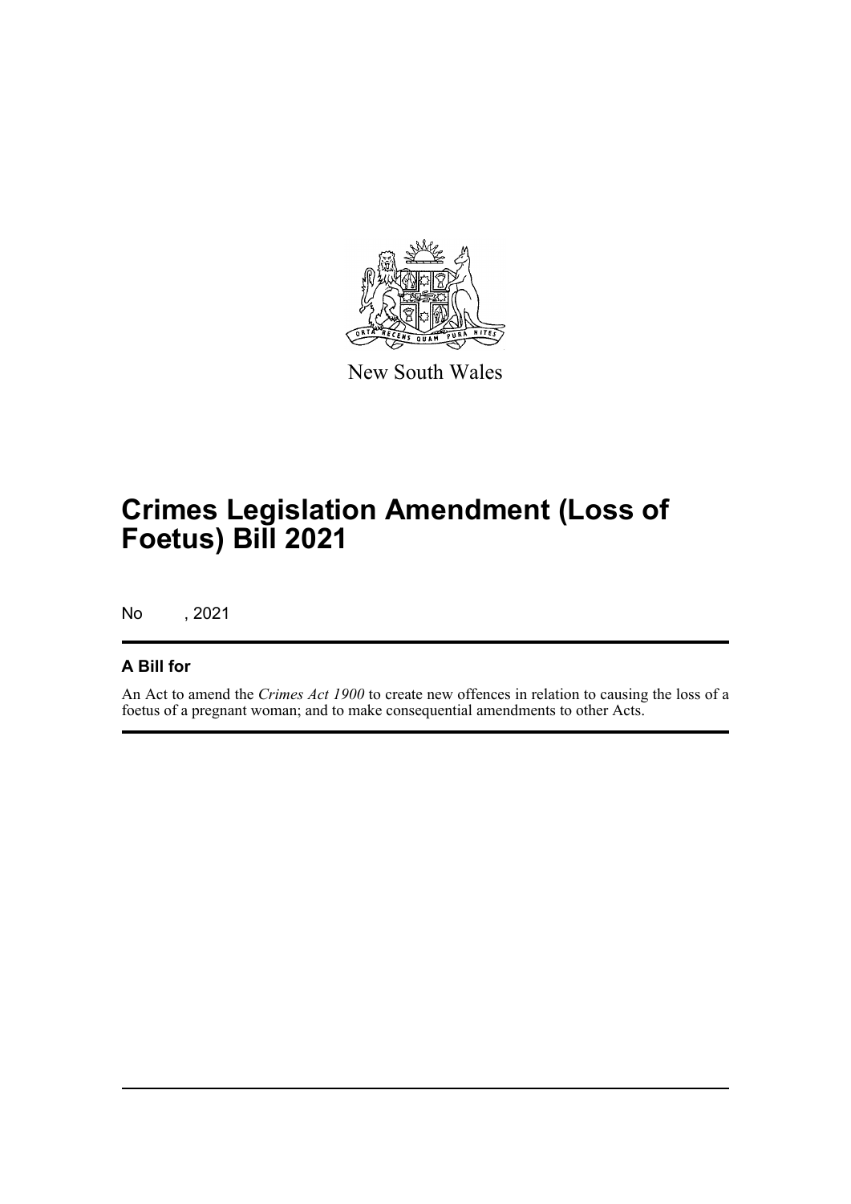New South Wales

# Crimes Legislation Amendment (Loss of Foetus) Bill 2021

No , 2021

## A Bill for

An Act to amend the *Crimes Act 1900* to create new offences in relation to causing the loss of a foetus of a pregnant woman; and to make consequential amendments to other Acts.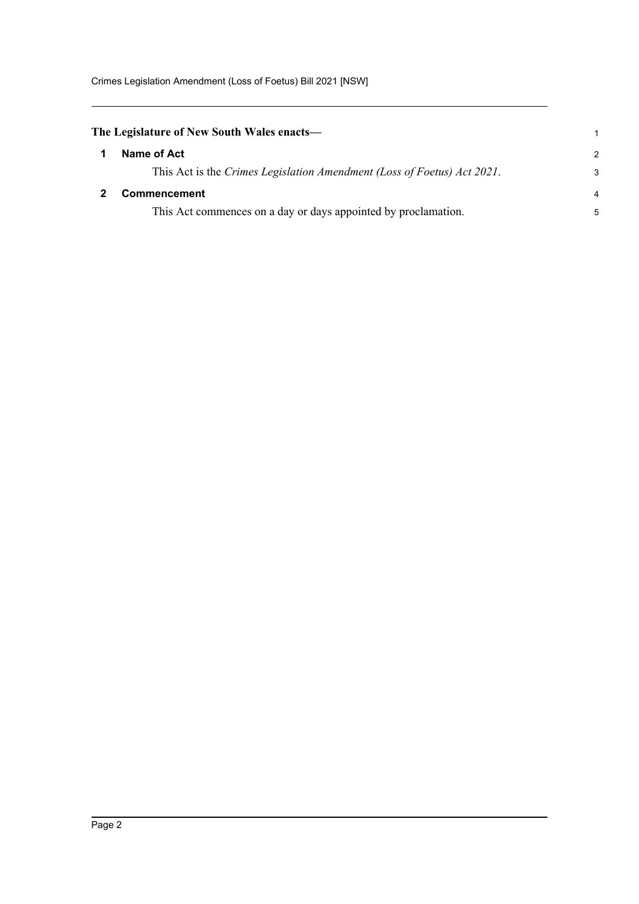**The Legislature of New South Wales enacts—**

## 1 Name of Act

This Act is the *Crimes Legislation Amendment (Loss of Foetus) Act 2021*.

## 2 Commencement

This Act commences on a day or days appointed by proclamation.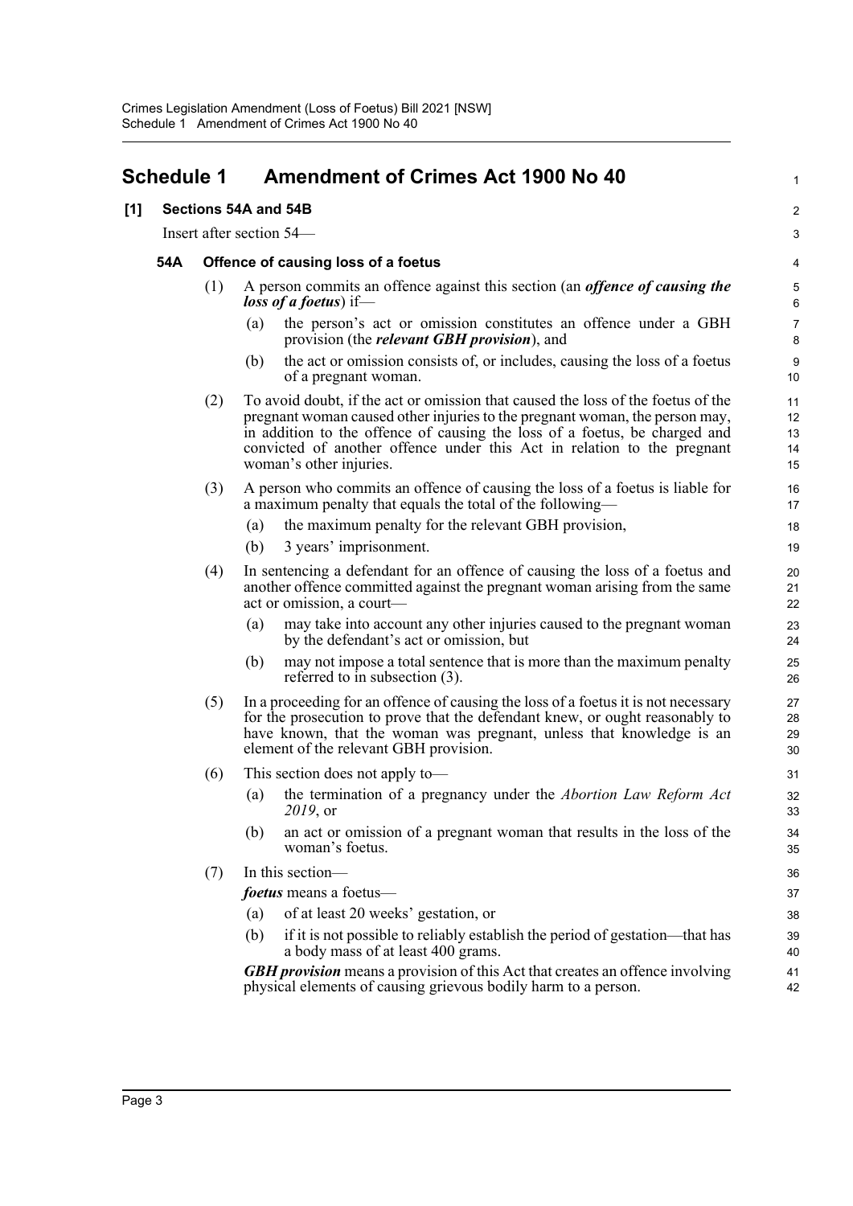# Schedule 1 Amendment of Crimes Act 1900 No 40

## [1] Sections 54A and 54B

Insert after section 54—

### 54A Offence of causing loss of a foetus

(1) A person commits an offence against this section (an ***offence of causing the loss of a foetus***) if—

(a) the person's act or omission constitutes an offence under a GBH provision (the ***relevant GBH provision***), and

(b) the act or omission consists of, or includes, causing the loss of a foetus of a pregnant woman.

(2) To avoid doubt, if the act or omission that caused the loss of the foetus of the pregnant woman caused other injuries to the pregnant woman, the person may, in addition to the offence of causing the loss of a foetus, be charged and convicted of another offence under this Act in relation to the pregnant woman's other injuries.

(3) A person who commits an offence of causing the loss of a foetus is liable for a maximum penalty that equals the total of the following—

(a) the maximum penalty for the relevant GBH provision,

(b) 3 years' imprisonment.

(4) In sentencing a defendant for an offence of causing the loss of a foetus and another offence committed against the pregnant woman arising from the same act or omission, a court—

(a) may take into account any other injuries caused to the pregnant woman by the defendant's act or omission, but

(b) may not impose a total sentence that is more than the maximum penalty referred to in subsection (3).

(5) In a proceeding for an offence of causing the loss of a foetus it is not necessary for the prosecution to prove that the defendant knew, or ought reasonably to have known, that the woman was pregnant, unless that knowledge is an element of the relevant GBH provision.

(6) This section does not apply to—

(a) the termination of a pregnancy under the *Abortion Law Reform Act 2019*, or

(b) an act or omission of a pregnant woman that results in the loss of the woman's foetus.

(7) In this section—

***foetus*** means a foetus—

(a) of at least 20 weeks' gestation, or

(b) if it is not possible to reliably establish the period of gestation—that has a body mass of at least 400 grams.

***GBH provision*** means a provision of this Act that creates an offence involving physical elements of causing grievous bodily harm to a person.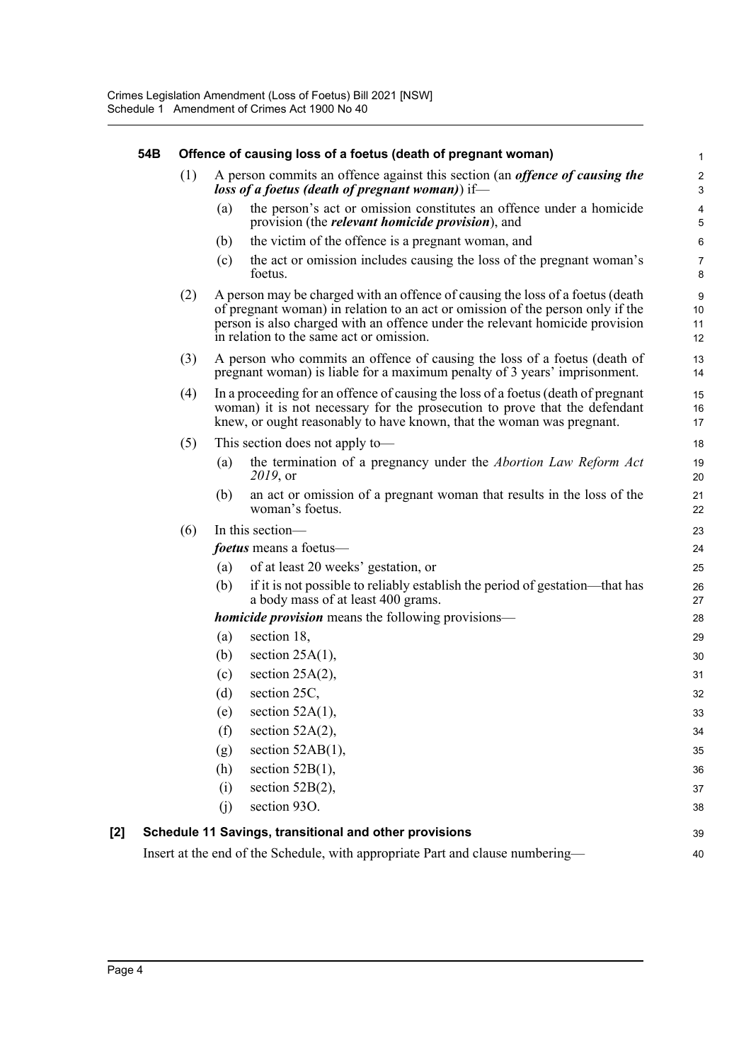### 54B Offence of causing loss of a foetus (death of pregnant woman)

(1) A person commits an offence against this section (an ***offence of causing the loss of a foetus (death of pregnant woman)***) if—

(a) the person's act or omission constitutes an offence under a homicide provision (the ***relevant homicide provision***), and

(b) the victim of the offence is a pregnant woman, and

(c) the act or omission includes causing the loss of the pregnant woman's foetus.

(2) A person may be charged with an offence of causing the loss of a foetus (death of pregnant woman) in relation to an act or omission of the person only if the person is also charged with an offence under the relevant homicide provision in relation to the same act or omission.

(3) A person who commits an offence of causing the loss of a foetus (death of pregnant woman) is liable for a maximum penalty of 3 years' imprisonment.

(4) In a proceeding for an offence of causing the loss of a foetus (death of pregnant woman) it is not necessary for the prosecution to prove that the defendant knew, or ought reasonably to have known, that the woman was pregnant.

(5) This section does not apply to—

(a) the termination of a pregnancy under the *Abortion Law Reform Act 2019*, or

(b) an act or omission of a pregnant woman that results in the loss of the woman's foetus.

(6) In this section—

***foetus*** means a foetus—

(a) of at least 20 weeks' gestation, or

(b) if it is not possible to reliably establish the period of gestation—that has a body mass of at least 400 grams.

***homicide provision*** means the following provisions—

(a) section 18,

(b) section 25A(1),

(c) section 25A(2),

(d) section 25C,

(e) section 52A(1),

(f) section 52A(2),

(g) section 52AB(1),

(h) section 52B(1),

(i) section 52B(2),

(j) section 93O.

### [2] Schedule 11 Savings, transitional and other provisions

Insert at the end of the Schedule, with appropriate Part and clause numbering—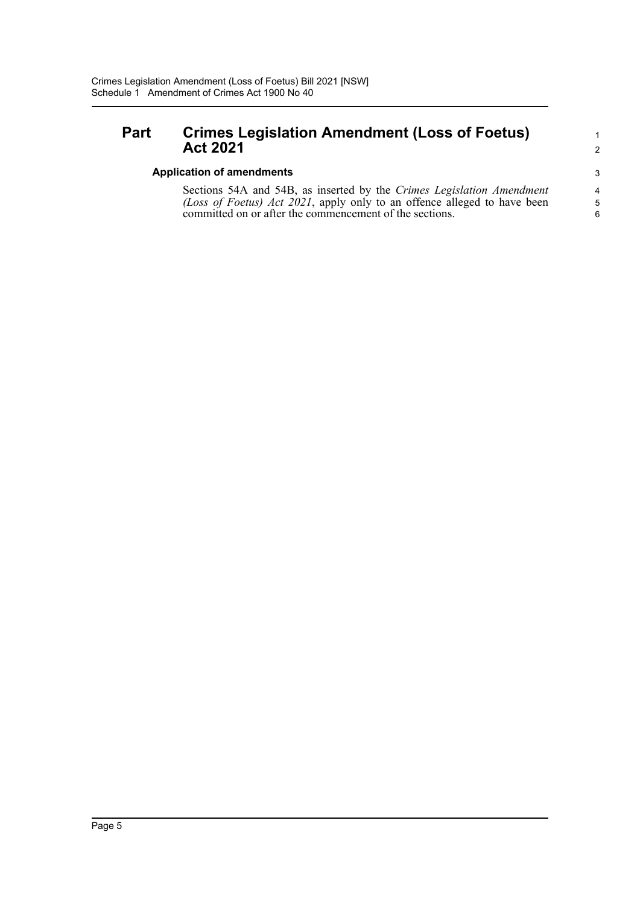## Part Crimes Legislation Amendment (Loss of Foetus) Act 2021

### Application of amendments

Sections 54A and 54B, as inserted by the *Crimes Legislation Amendment (Loss of Foetus) Act 2021*, apply only to an offence alleged to have been committed on or after the commencement of the sections.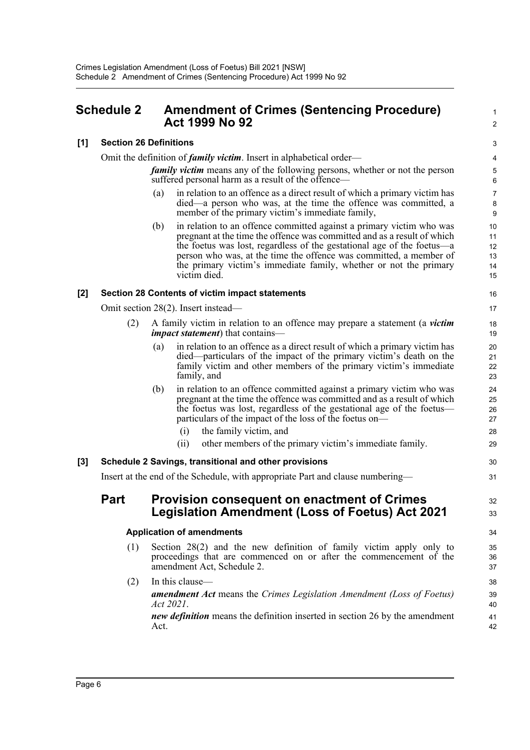## Schedule 2 Amendment of Crimes (Sentencing Procedure) Act 1999 No 92

### [1] Section 26 Definitions

Omit the definition of ***family victim***. Insert in alphabetical order—

> ***family victim*** means any of the following persons, whether or not the person suffered personal harm as a result of the offence—
>
> (a) in relation to an offence as a direct result of which a primary victim has died—a person who was, at the time the offence was committed, a member of the primary victim's immediate family,
>
> (b) in relation to an offence committed against a primary victim who was pregnant at the time the offence was committed and as a result of which the foetus was lost, regardless of the gestational age of the foetus—a person who was, at the time the offence was committed, a member of the primary victim's immediate family, whether or not the primary victim died.

### [2] Section 28 Contents of victim impact statements

Omit section 28(2). Insert instead—

> (2) A family victim in relation to an offence may prepare a statement (a ***victim impact statement***) that contains—
>
> (a) in relation to an offence as a direct result of which a primary victim has died—particulars of the impact of the primary victim's death on the family victim and other members of the primary victim's immediate family, and
>
> (b) in relation to an offence committed against a primary victim who was pregnant at the time the offence was committed and as a result of which the foetus was lost, regardless of the gestational age of the foetus—particulars of the impact of the loss of the foetus on—
>
> (i) the family victim, and
>
> (ii) other members of the primary victim's immediate family.

### [3] Schedule 2 Savings, transitional and other provisions

Insert at the end of the Schedule, with appropriate Part and clause numbering—

## Part Provision consequent on enactment of Crimes Legislation Amendment (Loss of Foetus) Act 2021

#### Application of amendments

(1) Section 28(2) and the new definition of family victim apply only to proceedings that are commenced on or after the commencement of the amendment Act, Schedule 2.

(2) In this clause—

***amendment Act*** means the *Crimes Legislation Amendment (Loss of Foetus) Act 2021*.

***new definition*** means the definition inserted in section 26 by the amendment Act.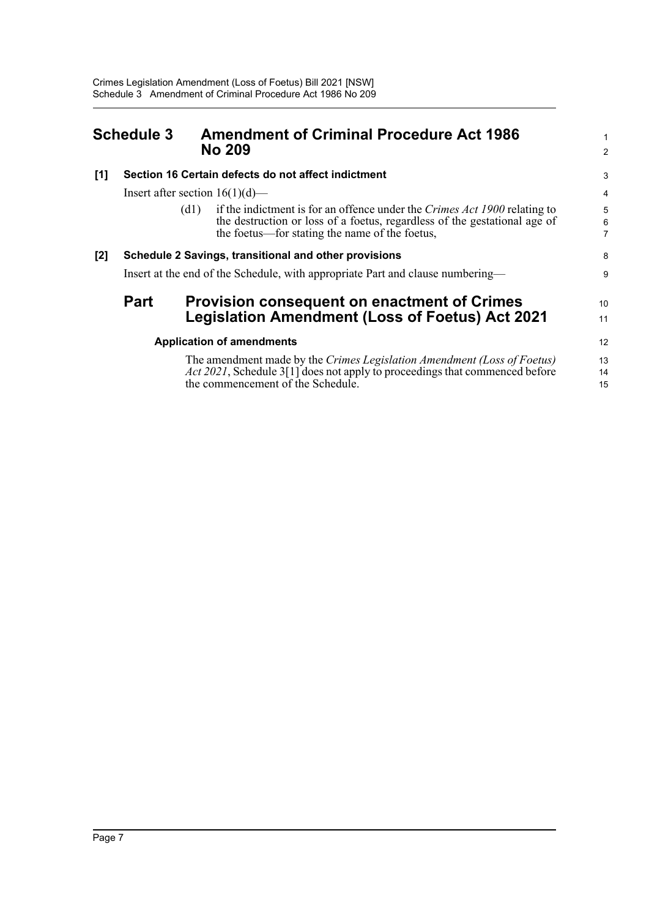# Schedule 3 Amendment of Criminal Procedure Act 1986 No 209

## [1] Section 16 Certain defects do not affect indictment

Insert after section 16(1)(d)—

> (d1) if the indictment is for an offence under the *Crimes Act 1900* relating to the destruction or loss of a foetus, regardless of the gestational age of the foetus—for stating the name of the foetus,

## [2] Schedule 2 Savings, transitional and other provisions

Insert at the end of the Schedule, with appropriate Part and clause numbering—

## Part Provision consequent on enactment of Crimes Legislation Amendment (Loss of Foetus) Act 2021

### Application of amendments

The amendment made by the *Crimes Legislation Amendment (Loss of Foetus) Act 2021*, Schedule 3[1] does not apply to proceedings that commenced before the commencement of the Schedule.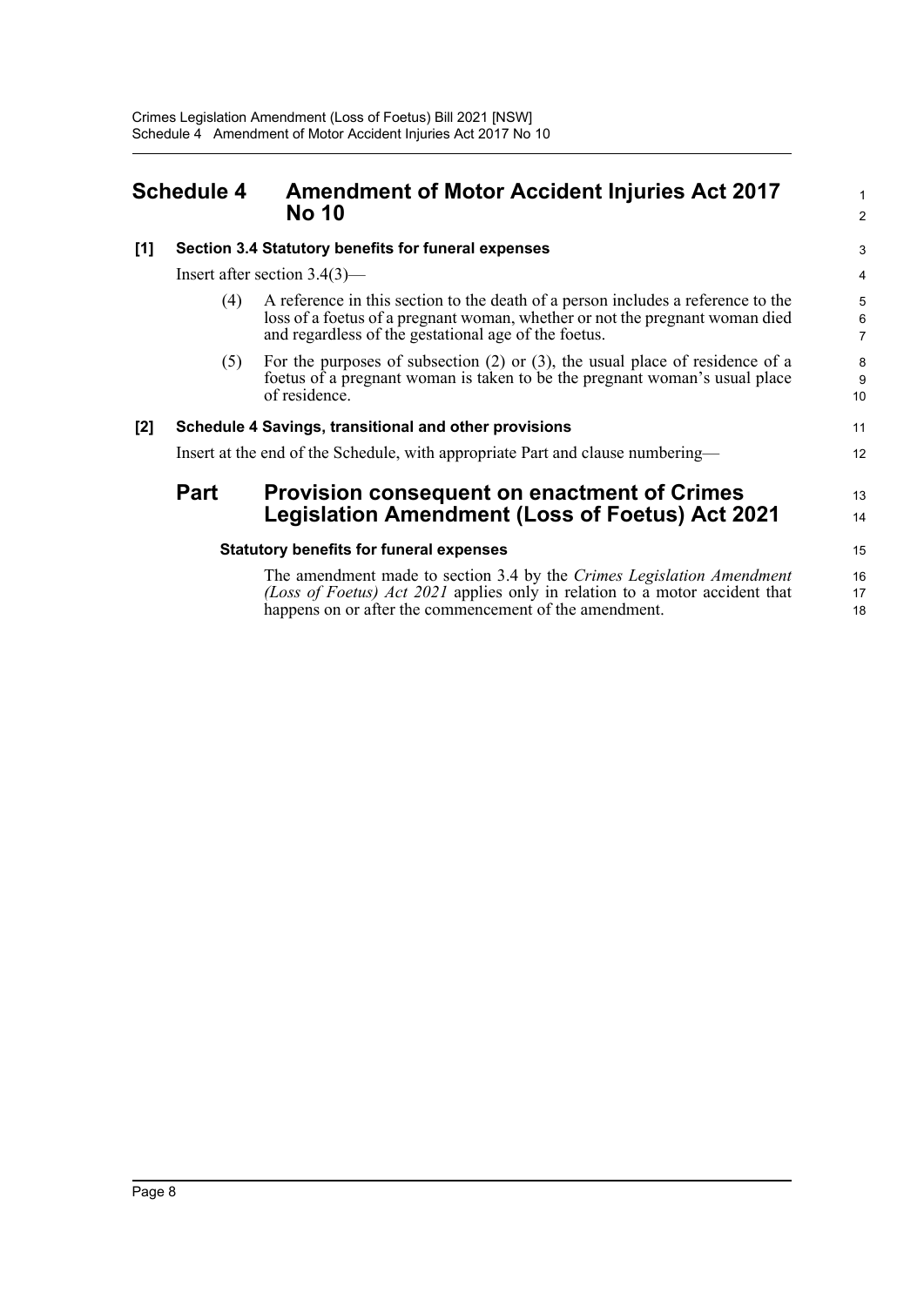# Schedule 4 Amendment of Motor Accident Injuries Act 2017 No 10

**[1] Section 3.4 Statutory benefits for funeral expenses**

Insert after section 3.4(3)—

(4) A reference in this section to the death of a person includes a reference to the loss of a foetus of a pregnant woman, whether or not the pregnant woman died and regardless of the gestational age of the foetus.

(5) For the purposes of subsection (2) or (3), the usual place of residence of a foetus of a pregnant woman is taken to be the pregnant woman's usual place of residence.

**[2] Schedule 4 Savings, transitional and other provisions**

Insert at the end of the Schedule, with appropriate Part and clause numbering—

## Part Provision consequent on enactment of Crimes Legislation Amendment (Loss of Foetus) Act 2021

**Statutory benefits for funeral expenses**

The amendment made to section 3.4 by the *Crimes Legislation Amendment (Loss of Foetus) Act 2021* applies only in relation to a motor accident that happens on or after the commencement of the amendment.